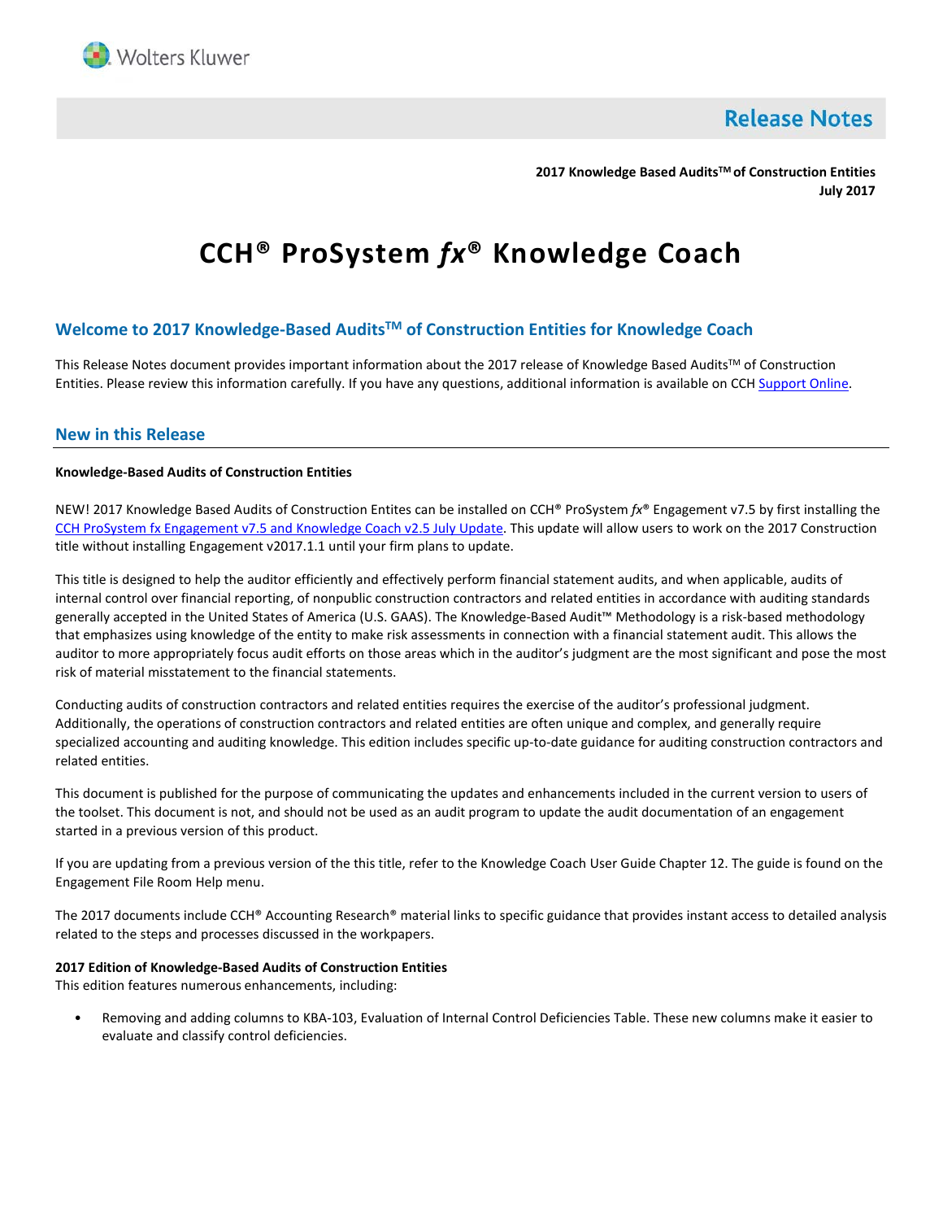Release Notes

**2017 Knowledge Based Audits™ of Construction Entities**
**July 2017**

# CCH® ProSystem *fx*® Knowledge Coach

## Welcome to 2017 Knowledge-Based Audits™ of Construction Entities for Knowledge Coach

This Release Notes document provides important information about the 2017 release of Knowledge Based Audits™ of Construction Entities. Please review this information carefully. If you have any questions, additional information is available on CCH Support Online.

## New in this Release

**Knowledge-Based Audits of Construction Entities**

NEW! 2017 Knowledge Based Audits of Construction Entites can be installed on CCH® ProSystem *fx*® Engagement v7.5 by first installing the CCH ProSystem fx Engagement v7.5 and Knowledge Coach v2.5 July Update. This update will allow users to work on the 2017 Construction title without installing Engagement v2017.1.1 until your firm plans to update.

This title is designed to help the auditor efficiently and effectively perform financial statement audits, and when applicable, audits of internal control over financial reporting, of nonpublic construction contractors and related entities in accordance with auditing standards generally accepted in the United States of America (U.S. GAAS). The Knowledge-Based Audit™ Methodology is a risk-based methodology that emphasizes using knowledge of the entity to make risk assessments in connection with a financial statement audit. This allows the auditor to more appropriately focus audit efforts on those areas which in the auditor's judgment are the most significant and pose the most risk of material misstatement to the financial statements.

Conducting audits of construction contractors and related entities requires the exercise of the auditor's professional judgment. Additionally, the operations of construction contractors and related entities are often unique and complex, and generally require specialized accounting and auditing knowledge. This edition includes specific up-to-date guidance for auditing construction contractors and related entities.

This document is published for the purpose of communicating the updates and enhancements included in the current version to users of the toolset. This document is not, and should not be used as an audit program to update the audit documentation of an engagement started in a previous version of this product.

If you are updating from a previous version of the this title, refer to the Knowledge Coach User Guide Chapter 12. The guide is found on the Engagement File Room Help menu.

The 2017 documents include CCH® Accounting Research® material links to specific guidance that provides instant access to detailed analysis related to the steps and processes discussed in the workpapers.

**2017 Edition of Knowledge-Based Audits of Construction Entities**
This edition features numerous enhancements, including:

- Removing and adding columns to KBA-103, Evaluation of Internal Control Deficiencies Table. These new columns make it easier to evaluate and classify control deficiencies.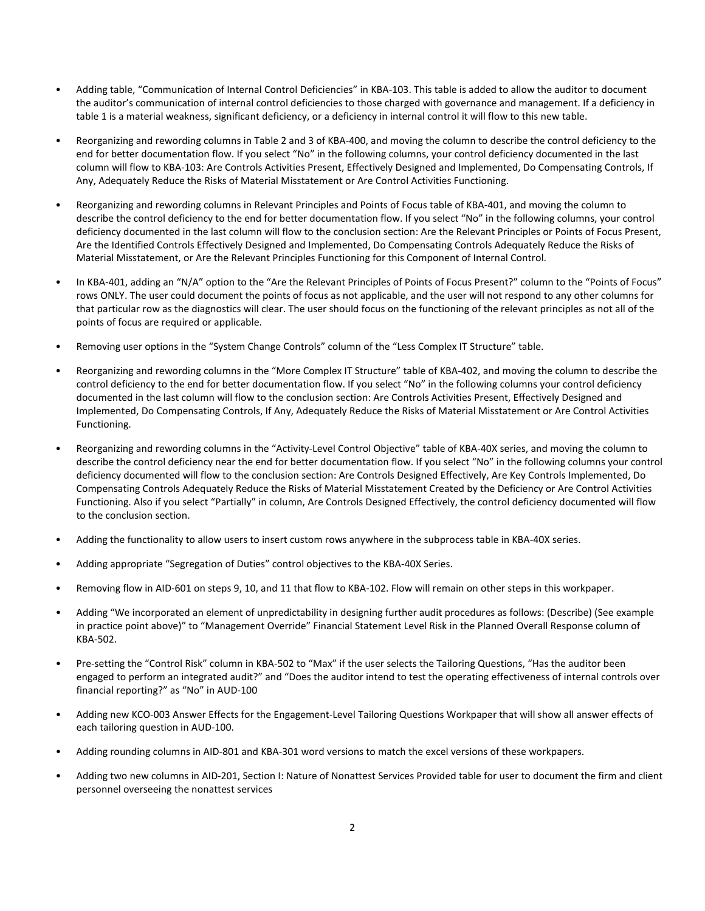- Adding table, "Communication of Internal Control Deficiencies" in KBA-103. This table is added to allow the auditor to document the auditor's communication of internal control deficiencies to those charged with governance and management. If a deficiency in table 1 is a material weakness, significant deficiency, or a deficiency in internal control it will flow to this new table.

- Reorganizing and rewording columns in Table 2 and 3 of KBA-400, and moving the column to describe the control deficiency to the end for better documentation flow. If you select "No" in the following columns, your control deficiency documented in the last column will flow to KBA-103: Are Controls Activities Present, Effectively Designed and Implemented, Do Compensating Controls, If Any, Adequately Reduce the Risks of Material Misstatement or Are Control Activities Functioning.

- Reorganizing and rewording columns in Relevant Principles and Points of Focus table of KBA-401, and moving the column to describe the control deficiency to the end for better documentation flow. If you select "No" in the following columns, your control deficiency documented in the last column will flow to the conclusion section: Are the Relevant Principles or Points of Focus Present, Are the Identified Controls Effectively Designed and Implemented, Do Compensating Controls Adequately Reduce the Risks of Material Misstatement, or Are the Relevant Principles Functioning for this Component of Internal Control.

- In KBA-401, adding an "N/A" option to the "Are the Relevant Principles of Points of Focus Present?" column to the "Points of Focus" rows ONLY. The user could document the points of focus as not applicable, and the user will not respond to any other columns for that particular row as the diagnostics will clear. The user should focus on the functioning of the relevant principles as not all of the points of focus are required or applicable.

- Removing user options in the "System Change Controls" column of the "Less Complex IT Structure" table.

- Reorganizing and rewording columns in the "More Complex IT Structure" table of KBA-402, and moving the column to describe the control deficiency to the end for better documentation flow. If you select "No" in the following columns your control deficiency documented in the last column will flow to the conclusion section: Are Controls Activities Present, Effectively Designed and Implemented, Do Compensating Controls, If Any, Adequately Reduce the Risks of Material Misstatement or Are Control Activities Functioning.

- Reorganizing and rewording columns in the "Activity-Level Control Objective" table of KBA-40X series, and moving the column to describe the control deficiency near the end for better documentation flow. If you select "No" in the following columns your control deficiency documented will flow to the conclusion section: Are Controls Designed Effectively, Are Key Controls Implemented, Do Compensating Controls Adequately Reduce the Risks of Material Misstatement Created by the Deficiency or Are Control Activities Functioning. Also if you select "Partially" in column, Are Controls Designed Effectively, the control deficiency documented will flow to the conclusion section.

- Adding the functionality to allow users to insert custom rows anywhere in the subprocess table in KBA-40X series.

- Adding appropriate "Segregation of Duties" control objectives to the KBA-40X Series.

- Removing flow in AID-601 on steps 9, 10, and 11 that flow to KBA-102. Flow will remain on other steps in this workpaper.

- Adding "We incorporated an element of unpredictability in designing further audit procedures as follows: (Describe) (See example in practice point above)" to "Management Override" Financial Statement Level Risk in the Planned Overall Response column of KBA-502.

- Pre-setting the "Control Risk" column in KBA-502 to "Max" if the user selects the Tailoring Questions, "Has the auditor been engaged to perform an integrated audit?" and "Does the auditor intend to test the operating effectiveness of internal controls over financial reporting?" as "No" in AUD-100

- Adding new KCO-003 Answer Effects for the Engagement-Level Tailoring Questions Workpaper that will show all answer effects of each tailoring question in AUD-100.

- Adding rounding columns in AID-801 and KBA-301 word versions to match the excel versions of these workpapers.

- Adding two new columns in AID-201, Section I: Nature of Nonattest Services Provided table for user to document the firm and client personnel overseeing the nonattest services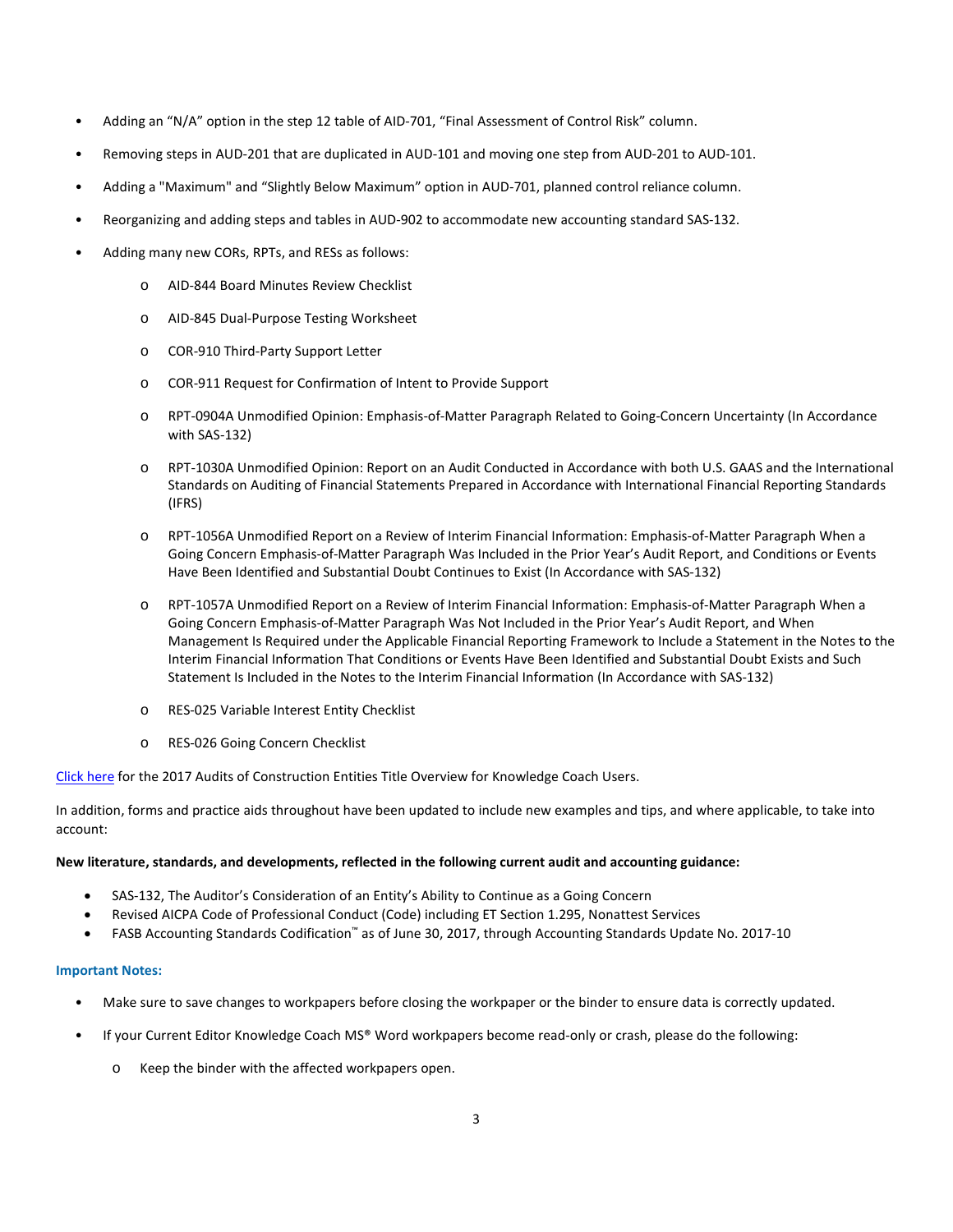- Adding an "N/A" option in the step 12 table of AID-701, "Final Assessment of Control Risk" column.
- Removing steps in AUD-201 that are duplicated in AUD-101 and moving one step from AUD-201 to AUD-101.
- Adding a "Maximum" and "Slightly Below Maximum" option in AUD-701, planned control reliance column.
- Reorganizing and adding steps and tables in AUD-902 to accommodate new accounting standard SAS-132.
- Adding many new CORs, RPTs, and RESs as follows:
  - AID-844 Board Minutes Review Checklist
  - AID-845 Dual-Purpose Testing Worksheet
  - COR-910 Third-Party Support Letter
  - COR-911 Request for Confirmation of Intent to Provide Support
  - RPT-0904A Unmodified Opinion: Emphasis-of-Matter Paragraph Related to Going-Concern Uncertainty (In Accordance with SAS-132)
  - RPT-1030A Unmodified Opinion: Report on an Audit Conducted in Accordance with both U.S. GAAS and the International Standards on Auditing of Financial Statements Prepared in Accordance with International Financial Reporting Standards (IFRS)
  - RPT-1056A Unmodified Report on a Review of Interim Financial Information: Emphasis-of-Matter Paragraph When a Going Concern Emphasis-of-Matter Paragraph Was Included in the Prior Year's Audit Report, and Conditions or Events Have Been Identified and Substantial Doubt Continues to Exist (In Accordance with SAS-132)
  - RPT-1057A Unmodified Report on a Review of Interim Financial Information: Emphasis-of-Matter Paragraph When a Going Concern Emphasis-of-Matter Paragraph Was Not Included in the Prior Year's Audit Report, and When Management Is Required under the Applicable Financial Reporting Framework to Include a Statement in the Notes to the Interim Financial Information That Conditions or Events Have Been Identified and Substantial Doubt Exists and Such Statement Is Included in the Notes to the Interim Financial Information (In Accordance with SAS-132)
  - RES-025 Variable Interest Entity Checklist
  - RES-026 Going Concern Checklist

Click here for the 2017 Audits of Construction Entities Title Overview for Knowledge Coach Users.

In addition, forms and practice aids throughout have been updated to include new examples and tips, and where applicable, to take into account:

**New literature, standards, and developments, reflected in the following current audit and accounting guidance:**

- SAS-132, The Auditor's Consideration of an Entity's Ability to Continue as a Going Concern
- Revised AICPA Code of Professional Conduct (Code) including ET Section 1.295, Nonattest Services
- FASB Accounting Standards Codification™ as of June 30, 2017, through Accounting Standards Update No. 2017-10

**Important Notes:**

- Make sure to save changes to workpapers before closing the workpaper or the binder to ensure data is correctly updated.
- If your Current Editor Knowledge Coach MS® Word workpapers become read-only or crash, please do the following:
  - Keep the binder with the affected workpapers open.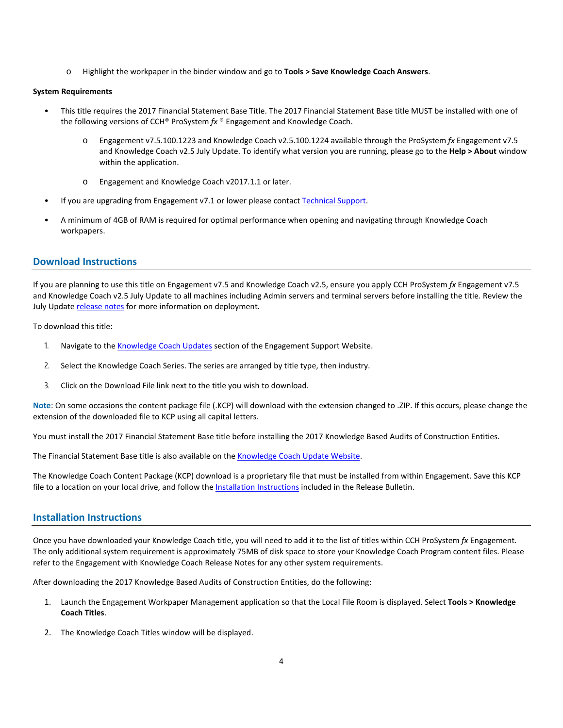- Highlight the workpaper in the binder window and go to **Tools > Save Knowledge Coach Answers**.

**System Requirements**

- This title requires the 2017 Financial Statement Base Title. The 2017 Financial Statement Base title MUST be installed with one of the following versions of CCH® ProSystem *fx* ® Engagement and Knowledge Coach.
  - Engagement v7.5.100.1223 and Knowledge Coach v2.5.100.1224 available through the ProSystem *fx* Engagement v7.5 and Knowledge Coach v2.5 July Update. To identify what version you are running, please go to the **Help > About** window within the application.
  - Engagement and Knowledge Coach v2017.1.1 or later.
- If you are upgrading from Engagement v7.1 or lower please contact Technical Support.
- A minimum of 4GB of RAM is required for optimal performance when opening and navigating through Knowledge Coach workpapers.

## Download Instructions

If you are planning to use this title on Engagement v7.5 and Knowledge Coach v2.5, ensure you apply CCH ProSystem *fx* Engagement v7.5 and Knowledge Coach v2.5 July Update to all machines including Admin servers and terminal servers before installing the title. Review the July Update release notes for more information on deployment.

To download this title:

1. Navigate to the Knowledge Coach Updates section of the Engagement Support Website.
2. Select the Knowledge Coach Series. The series are arranged by title type, then industry.
3. Click on the Download File link next to the title you wish to download.

**Note**: On some occasions the content package file (.KCP) will download with the extension changed to .ZIP. If this occurs, please change the extension of the downloaded file to KCP using all capital letters.

You must install the 2017 Financial Statement Base title before installing the 2017 Knowledge Based Audits of Construction Entities.

The Financial Statement Base title is also available on the Knowledge Coach Update Website.

The Knowledge Coach Content Package (KCP) download is a proprietary file that must be installed from within Engagement. Save this KCP file to a location on your local drive, and follow the Installation Instructions included in the Release Bulletin.

## Installation Instructions

Once you have downloaded your Knowledge Coach title, you will need to add it to the list of titles within CCH ProSystem *fx* Engagement. The only additional system requirement is approximately 75MB of disk space to store your Knowledge Coach Program content files. Please refer to the Engagement with Knowledge Coach Release Notes for any other system requirements.

After downloading the 2017 Knowledge Based Audits of Construction Entities, do the following:

1. Launch the Engagement Workpaper Management application so that the Local File Room is displayed. Select **Tools > Knowledge Coach Titles**.
2. The Knowledge Coach Titles window will be displayed.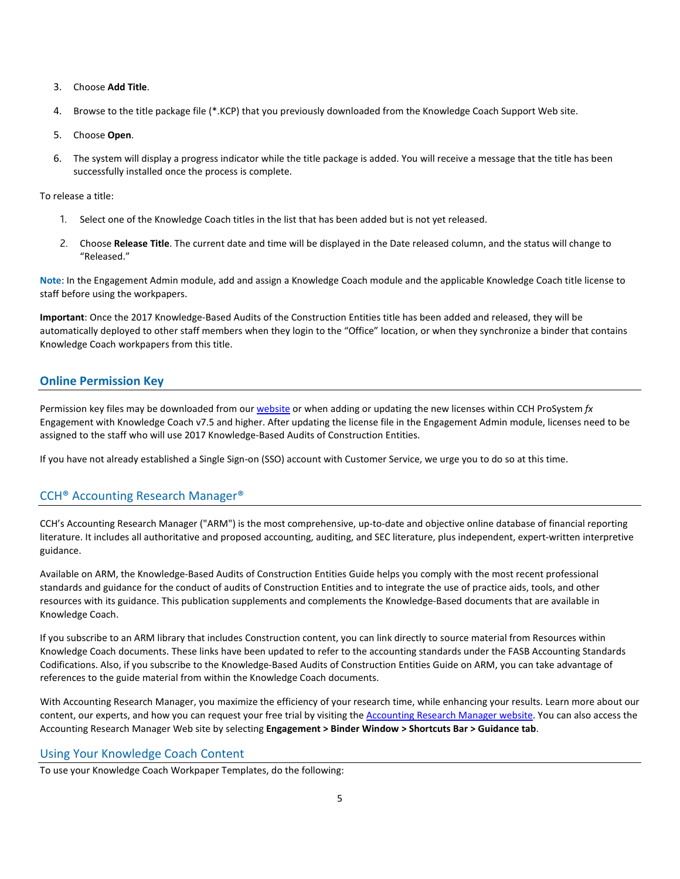3. Choose **Add Title**.

4. Browse to the title package file (*.KCP) that you previously downloaded from the Knowledge Coach Support Web site.

5. Choose **Open**.

6. The system will display a progress indicator while the title package is added. You will receive a message that the title has been successfully installed once the process is complete.

To release a title:

1. Select one of the Knowledge Coach titles in the list that has been added but is not yet released.

2. Choose **Release Title**. The current date and time will be displayed in the Date released column, and the status will change to "Released."

**Note**: In the Engagement Admin module, add and assign a Knowledge Coach module and the applicable Knowledge Coach title license to staff before using the workpapers.

**Important**: Once the 2017 Knowledge-Based Audits of the Construction Entities title has been added and released, they will be automatically deployed to other staff members when they login to the "Office" location, or when they synchronize a binder that contains Knowledge Coach workpapers from this title.

## Online Permission Key

Permission key files may be downloaded from our website or when adding or updating the new licenses within CCH ProSystem *fx* Engagement with Knowledge Coach v7.5 and higher. After updating the license file in the Engagement Admin module, licenses need to be assigned to the staff who will use 2017 Knowledge-Based Audits of Construction Entities.

If you have not already established a Single Sign-on (SSO) account with Customer Service, we urge you to do so at this time.

## CCH® Accounting Research Manager®

CCH's Accounting Research Manager ("ARM") is the most comprehensive, up-to-date and objective online database of financial reporting literature. It includes all authoritative and proposed accounting, auditing, and SEC literature, plus independent, expert-written interpretive guidance.

Available on ARM, the Knowledge-Based Audits of Construction Entities Guide helps you comply with the most recent professional standards and guidance for the conduct of audits of Construction Entities and to integrate the use of practice aids, tools, and other resources with its guidance. This publication supplements and complements the Knowledge-Based documents that are available in Knowledge Coach.

If you subscribe to an ARM library that includes Construction content, you can link directly to source material from Resources within Knowledge Coach documents. These links have been updated to refer to the accounting standards under the FASB Accounting Standards Codifications. Also, if you subscribe to the Knowledge-Based Audits of Construction Entities Guide on ARM, you can take advantage of references to the guide material from within the Knowledge Coach documents.

With Accounting Research Manager, you maximize the efficiency of your research time, while enhancing your results. Learn more about our content, our experts, and how you can request your free trial by visiting the Accounting Research Manager website. You can also access the Accounting Research Manager Web site by selecting **Engagement > Binder Window > Shortcuts Bar > Guidance tab**.

## Using Your Knowledge Coach Content

To use your Knowledge Coach Workpaper Templates, do the following: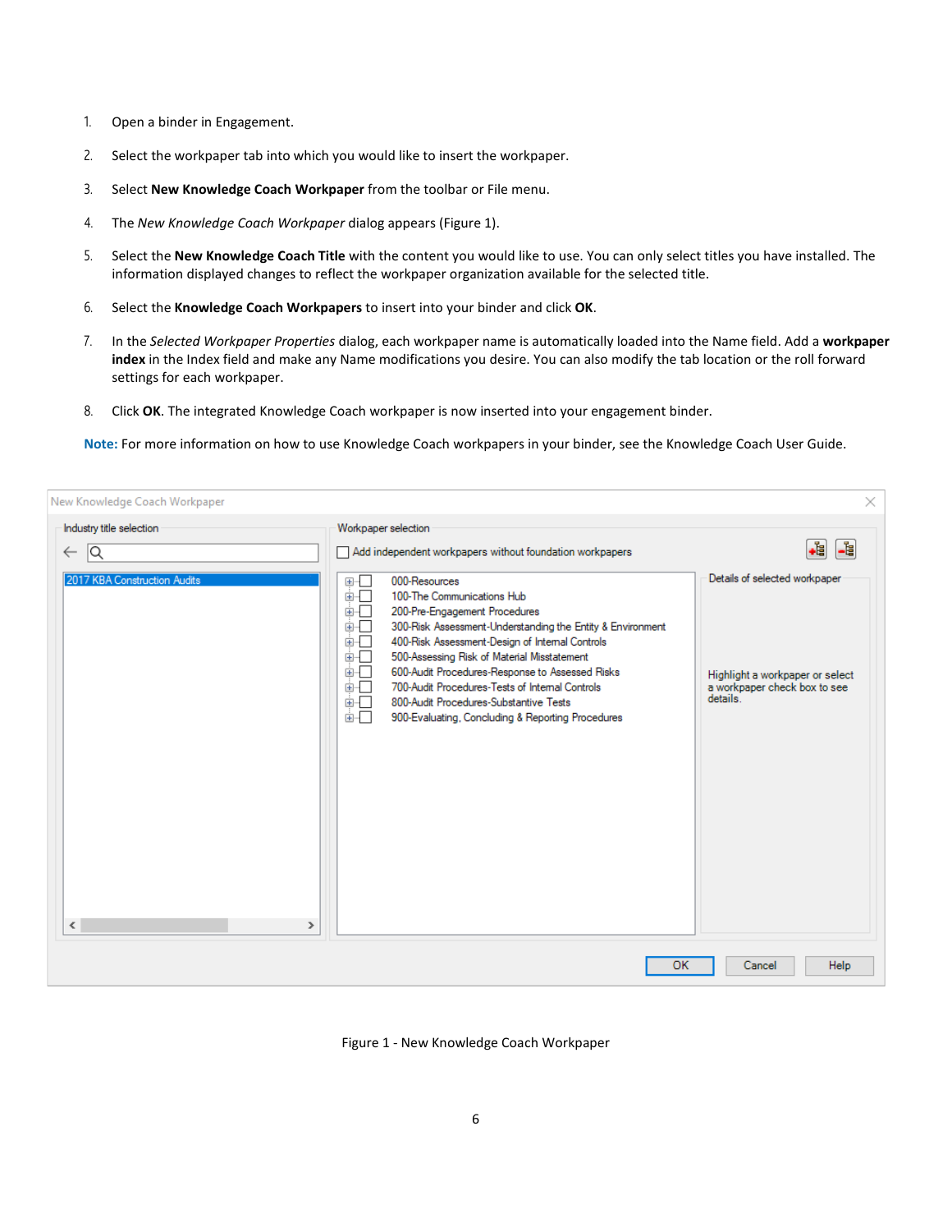1. Open a binder in Engagement.
2. Select the workpaper tab into which you would like to insert the workpaper.
3. Select **New Knowledge Coach Workpaper** from the toolbar or File menu.
4. The *New Knowledge Coach Workpaper* dialog appears (Figure 1).
5. Select the **New Knowledge Coach Title** with the content you would like to use. You can only select titles you have installed. The information displayed changes to reflect the workpaper organization available for the selected title.
6. Select the **Knowledge Coach Workpapers** to insert into your binder and click **OK**.
7. In the *Selected Workpaper Properties* dialog, each workpaper name is automatically loaded into the Name field. Add a **workpaper index** in the Index field and make any Name modifications you desire. You can also modify the tab location or the roll forward settings for each workpaper.
8. Click **OK**. The integrated Knowledge Coach workpaper is now inserted into your engagement binder.

**Note:** For more information on how to use Knowledge Coach workpapers in your binder, see the Knowledge Coach User Guide.

New Knowledge Coach Workpaper

Industry title selection

2017 KBA Construction Audits

Workpaper selection

Add independent workpapers without foundation workpapers

- 000-Resources
- 100-The Communications Hub
- 200-Pre-Engagement Procedures
- 300-Risk Assessment-Understanding the Entity & Environment
- 400-Risk Assessment-Design of Internal Controls
- 500-Assessing Risk of Material Misstatement
- 600-Audit Procedures-Response to Assessed Risks
- 700-Audit Procedures-Tests of Internal Controls
- 800-Audit Procedures-Substantive Tests
- 900-Evaluating, Concluding & Reporting Procedures

Details of selected workpaper

Highlight a workpaper or select a workpaper check box to see details.

OK | Cancel | Help

Figure 1 - New Knowledge Coach Workpaper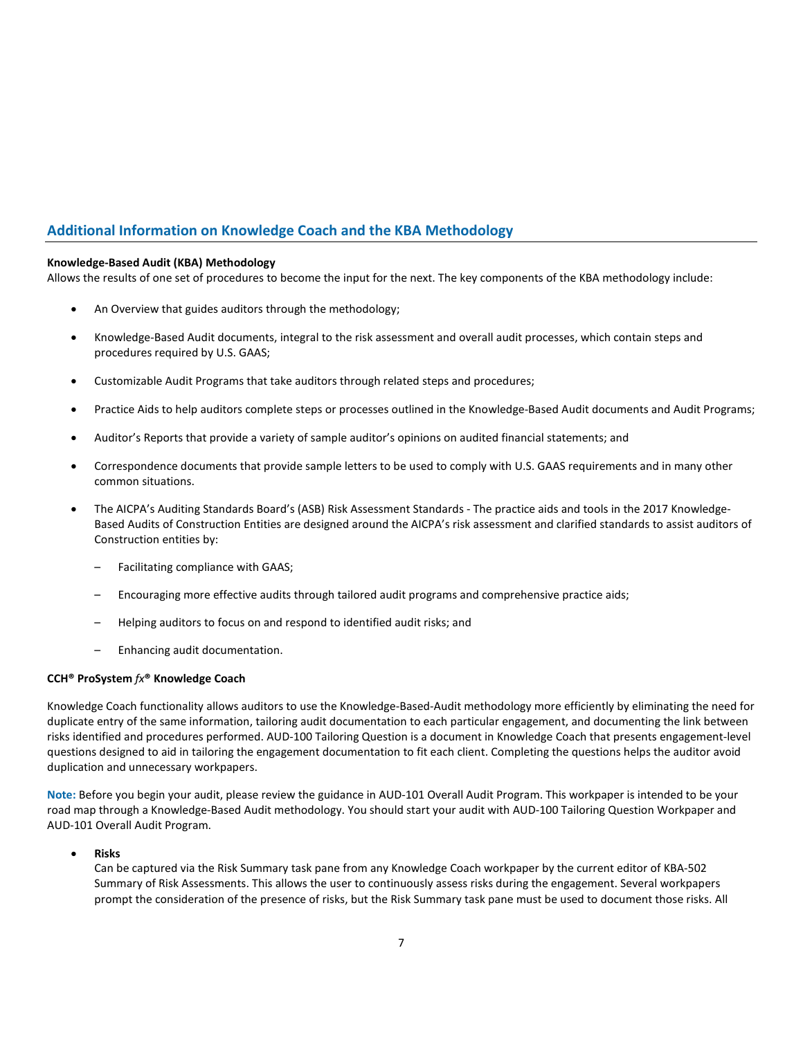## Additional Information on Knowledge Coach and the KBA Methodology

**Knowledge-Based Audit (KBA) Methodology**

Allows the results of one set of procedures to become the input for the next. The key components of the KBA methodology include:

- An Overview that guides auditors through the methodology;
- Knowledge-Based Audit documents, integral to the risk assessment and overall audit processes, which contain steps and procedures required by U.S. GAAS;
- Customizable Audit Programs that take auditors through related steps and procedures;
- Practice Aids to help auditors complete steps or processes outlined in the Knowledge-Based Audit documents and Audit Programs;
- Auditor's Reports that provide a variety of sample auditor's opinions on audited financial statements; and
- Correspondence documents that provide sample letters to be used to comply with U.S. GAAS requirements and in many other common situations.
- The AICPA's Auditing Standards Board's (ASB) Risk Assessment Standards - The practice aids and tools in the 2017 Knowledge-Based Audits of Construction Entities are designed around the AICPA's risk assessment and clarified standards to assist auditors of Construction entities by:
  - Facilitating compliance with GAAS;
  - Encouraging more effective audits through tailored audit programs and comprehensive practice aids;
  - Helping auditors to focus on and respond to identified audit risks; and
  - Enhancing audit documentation.

**CCH® ProSystem *fx*® Knowledge Coach**

Knowledge Coach functionality allows auditors to use the Knowledge-Based-Audit methodology more efficiently by eliminating the need for duplicate entry of the same information, tailoring audit documentation to each particular engagement, and documenting the link between risks identified and procedures performed. AUD-100 Tailoring Question is a document in Knowledge Coach that presents engagement-level questions designed to aid in tailoring the engagement documentation to fit each client. Completing the questions helps the auditor avoid duplication and unnecessary workpapers.

**Note:** Before you begin your audit, please review the guidance in AUD-101 Overall Audit Program. This workpaper is intended to be your road map through a Knowledge-Based Audit methodology. You should start your audit with AUD-100 Tailoring Question Workpaper and AUD-101 Overall Audit Program.

- **Risks**
  Can be captured via the Risk Summary task pane from any Knowledge Coach workpaper by the current editor of KBA-502 Summary of Risk Assessments. This allows the user to continuously assess risks during the engagement. Several workpapers prompt the consideration of the presence of risks, but the Risk Summary task pane must be used to document those risks. All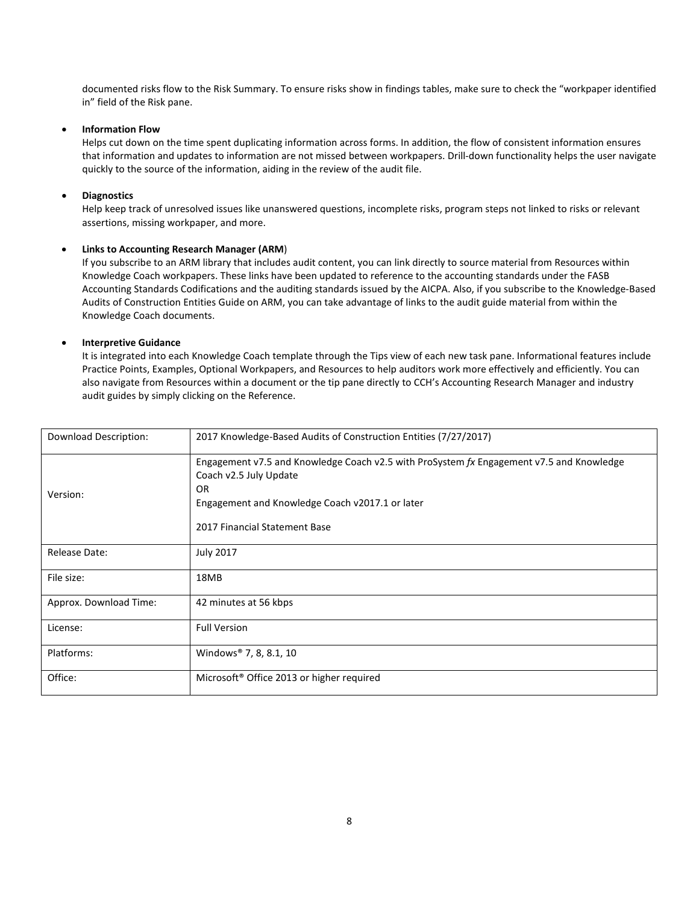documented risks flow to the Risk Summary. To ensure risks show in findings tables, make sure to check the "workpaper identified in" field of the Risk pane.

- **Information Flow**
  Helps cut down on the time spent duplicating information across forms. In addition, the flow of consistent information ensures that information and updates to information are not missed between workpapers. Drill-down functionality helps the user navigate quickly to the source of the information, aiding in the review of the audit file.

- **Diagnostics**
  Help keep track of unresolved issues like unanswered questions, incomplete risks, program steps not linked to risks or relevant assertions, missing workpaper, and more.

- **Links to Accounting Research Manager (ARM)**
  If you subscribe to an ARM library that includes audit content, you can link directly to source material from Resources within Knowledge Coach workpapers. These links have been updated to reference to the accounting standards under the FASB Accounting Standards Codifications and the auditing standards issued by the AICPA. Also, if you subscribe to the Knowledge-Based Audits of Construction Entities Guide on ARM, you can take advantage of links to the audit guide material from within the Knowledge Coach documents.

- **Interpretive Guidance**
  It is integrated into each Knowledge Coach template through the Tips view of each new task pane. Informational features include Practice Points, Examples, Optional Workpapers, and Resources to help auditors work more effectively and efficiently. You can also navigate from Resources within a document or the tip pane directly to CCH's Accounting Research Manager and industry audit guides by simply clicking on the Reference.

| | |
|---|---|
| Download Description: | 2017 Knowledge-Based Audits of Construction Entities (7/27/2017) |
| Version: | Engagement v7.5 and Knowledge Coach v2.5 with ProSystem *fx* Engagement v7.5 and Knowledge Coach v2.5 July Update<br>OR<br>Engagement and Knowledge Coach v2017.1 or later<br><br>2017 Financial Statement Base |
| Release Date: | July 2017 |
| File size: | 18MB |
| Approx. Download Time: | 42 minutes at 56 kbps |
| License: | Full Version |
| Platforms: | Windows® 7, 8, 8.1, 10 |
| Office: | Microsoft® Office 2013 or higher required |